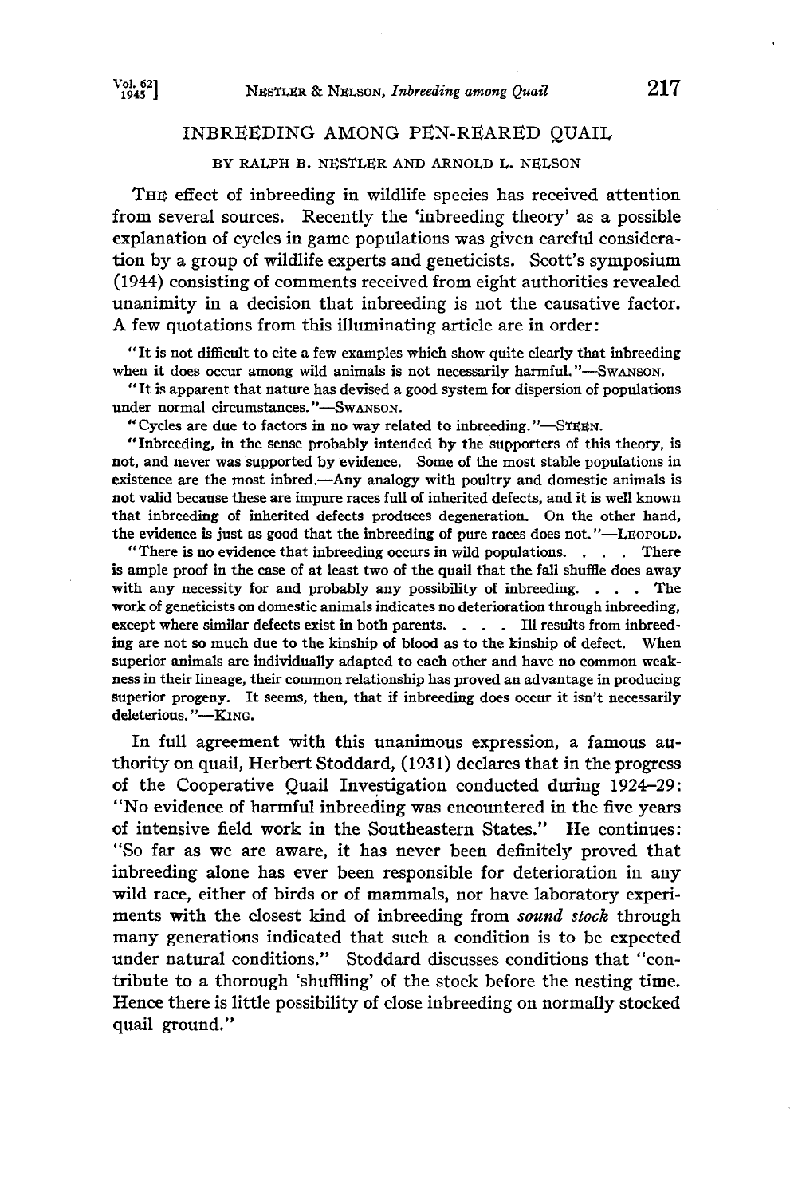# INBREEDING AMONG PEN-REARED QUAIL

BY RALPH B. NESTLER AND ARNOLD L. NELSON

THE effect of inbreeding in wildlife species has received attention from several sources. Recently the 'inbreeding theory' as a possible explanation of cycles in game populations was given careful consideration by a group of wildlife experts and geneticists. Scott's symposium (1944) consisting of comments received from eight authorities revealed unanimity in a decision that inbreeding is not the causative factor. A few quotations from this illuminating article are in order:

> "It is not difficult to cite a few examples which show quite clearly that inbreeding when it does occur among wild animals is not necessarily harmful."—SWANSON.
>
> "It is apparent that nature has devised a good system for dispersion of populations under normal circumstances."—SWANSON.
>
> "Cycles are due to factors in no way related to inbreeding."—STEEN.
>
> "Inbreeding, in the sense probably intended by the supporters of this theory, is not, and never was supported by evidence. Some of the most stable populations in existence are the most inbred.—Any analogy with poultry and domestic animals is not valid because these are impure races full of inherited defects, and it is well known that inbreeding of inherited defects produces degeneration. On the other hand, the evidence is just as good that the inbreeding of pure races does not."—LEOPOLD.
>
> "There is no evidence that inbreeding occurs in wild populations. . . . There is ample proof in the case of at least two of the quail that the fall shuffle does away with any necessity for and probably any possibility of inbreeding. . . . The work of geneticists on domestic animals indicates no deterioration through inbreeding, except where similar defects exist in both parents. . . . Ill results from inbreeding are not so much due to the kinship of blood as to the kinship of defect. When superior animals are individually adapted to each other and have no common weakness in their lineage, their common relationship has proved an advantage in producing superior progeny. It seems, then, that if inbreeding does occur it isn't necessarily deleterious."—KING.

In full agreement with this unanimous expression, a famous authority on quail, Herbert Stoddard, (1931) declares that in the progress of the Cooperative Quail Investigation conducted during 1924–29: "No evidence of harmful inbreeding was encountered in the five years of intensive field work in the Southeastern States." He continues: "So far as we are aware, it has never been definitely proved that inbreeding alone has ever been responsible for deterioration in any wild race, either of birds or of mammals, nor have laboratory experiments with the closest kind of inbreeding from *sound stock* through many generations indicated that such a condition is to be expected under natural conditions." Stoddard discusses conditions that "contribute to a thorough 'shuffling' of the stock before the nesting time. Hence there is little possibility of close inbreeding on normally stocked quail ground."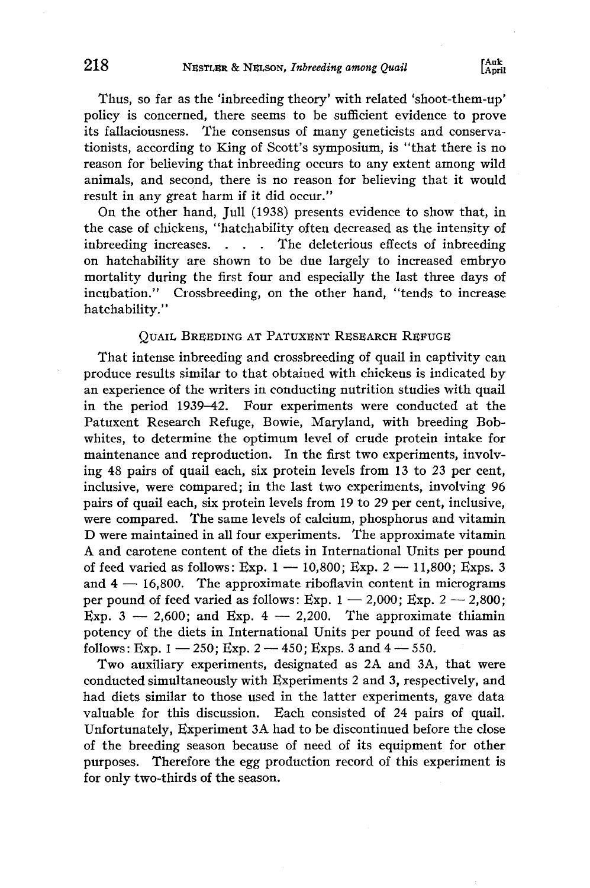Thus, so far as the 'inbreeding theory' with related 'shoot-them-up' policy is concerned, there seems to be sufficient evidence to prove its fallaciousness. The consensus of many geneticists and conservationists, according to King of Scott's symposium, is "that there is no reason for believing that inbreeding occurs to any extent among wild animals, and second, there is no reason for believing that it would result in any great harm if it did occur."

On the other hand, Jull (1938) presents evidence to show that, in the case of chickens, "hatchability often decreased as the intensity of inbreeding increases. . . . The deleterious effects of inbreeding on hatchability are shown to be due largely to increased embryo mortality during the first four and especially the last three days of incubation." Crossbreeding, on the other hand, "tends to increase hatchability."

## Quail Breeding at Patuxent Research Refuge

That intense inbreeding and crossbreeding of quail in captivity can produce results similar to that obtained with chickens is indicated by an experience of the writers in conducting nutrition studies with quail in the period 1939–42. Four experiments were conducted at the Patuxent Research Refuge, Bowie, Maryland, with breeding Bob-whites, to determine the optimum level of crude protein intake for maintenance and reproduction. In the first two experiments, involving 48 pairs of quail each, six protein levels from 13 to 23 per cent, inclusive, were compared; in the last two experiments, involving 96 pairs of quail each, six protein levels from 19 to 29 per cent, inclusive, were compared. The same levels of calcium, phosphorus and vitamin D were maintained in all four experiments. The approximate vitamin A and carotene content of the diets in International Units per pound of feed varied as follows: Exp. 1 — 10,800; Exp. 2 — 11,800; Exps. 3 and 4 — 16,800. The approximate riboflavin content in micrograms per pound of feed varied as follows: Exp. 1 — 2,000; Exp. 2 — 2,800; Exp. 3 — 2,600; and Exp. 4 — 2,200. The approximate thiamin potency of the diets in International Units per pound of feed was as follows: Exp. 1 — 250; Exp. 2 — 450; Exps. 3 and 4 — 550.

Two auxiliary experiments, designated as 2A and 3A, that were conducted simultaneously with Experiments 2 and 3, respectively, and had diets similar to those used in the latter experiments, gave data valuable for this discussion. Each consisted of 24 pairs of quail. Unfortunately, Experiment 3A had to be discontinued before the close of the breeding season because of need of its equipment for other purposes. Therefore the egg production record of this experiment is for only two-thirds of the season.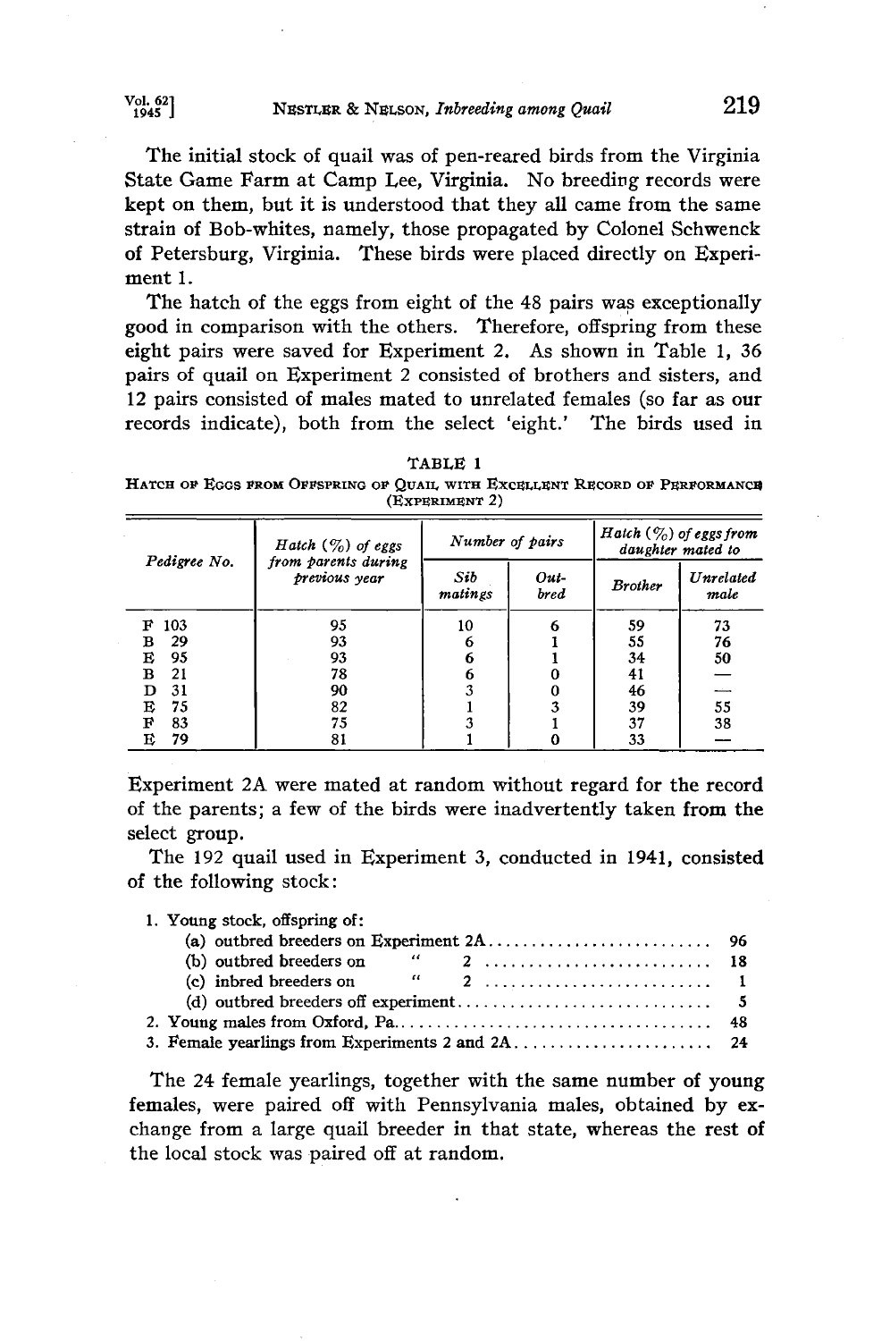The initial stock of quail was of pen-reared birds from the Virginia State Game Farm at Camp Lee, Virginia. No breeding records were kept on them, but it is understood that they all came from the same strain of Bob-whites, namely, those propagated by Colonel Schwenck of Petersburg, Virginia. These birds were placed directly on Experiment 1.

The hatch of the eggs from eight of the 48 pairs was exceptionally good in comparison with the others. Therefore, offspring from these eight pairs were saved for Experiment 2. As shown in Table 1, 36 pairs of quail on Experiment 2 consisted of brothers and sisters, and 12 pairs consisted of males mated to unrelated females (so far as our records indicate), both from the select 'eight.' The birds used in Experiment 2A were mated at random without regard for the record of the parents; a few of the birds were inadvertently taken from the select group.

TABLE 1
HATCH OF EGGS FROM OFFSPRING OF QUAIL WITH EXCELLENT RECORD OF PERFORMANCE (EXPERIMENT 2)

| Pedigree No. | Hatch (%) of eggs from parents during previous year | Number of pairs | | Hatch (%) of eggs from daughter mated to | |
|---|---|---|---|---|---|
| | | *Sib matings* | *Out-bred* | *Brother* | *Unrelated male* |
| F 103 | 95 | 10 | 6 | 59 | 73 |
| B 29 | 93 | 6 | 1 | 55 | 76 |
| E 95 | 93 | 6 | 1 | 34 | 50 |
| B 21 | 78 | 6 | 0 | 41 | — |
| D 31 | 90 | 3 | 0 | 46 | — |
| E 75 | 82 | 1 | 3 | 39 | 55 |
| F 83 | 75 | 3 | 1 | 37 | 38 |
| E 79 | 81 | 1 | 0 | 33 | — |

The 192 quail used in Experiment 3, conducted in 1941, consisted of the following stock:

1. Young stock, offspring of:
   - (a) outbred breeders on Experiment 2A .......................... 96
   - (b) outbred breeders on " 2 .......................... 18
   - (c) inbred breeders on " 2 .......................... 1
   - (d) outbred breeders off experiment .......................... 5
2. Young males from Oxford, Pa. .......................... 48
3. Female yearlings from Experiments 2 and 2A .......................... 24

The 24 female yearlings, together with the same number of young females, were paired off with Pennsylvania males, obtained by exchange from a large quail breeder in that state, whereas the rest of the local stock was paired off at random.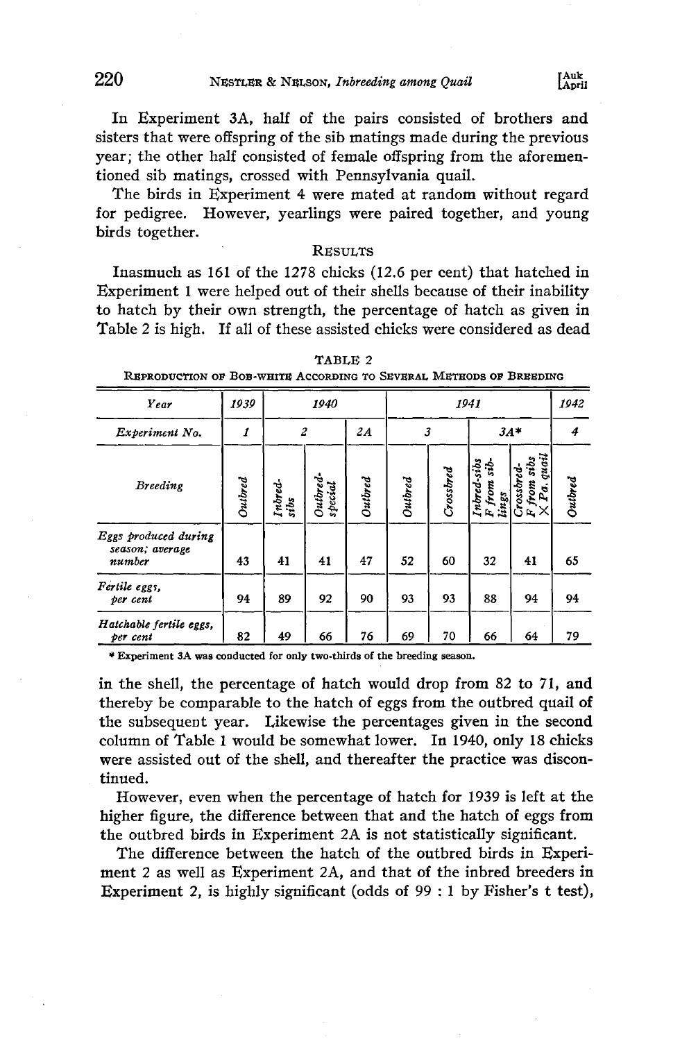In Experiment 3A, half of the pairs consisted of brothers and sisters that were offspring of the sib matings made during the previous year; the other half consisted of female offspring from the aforementioned sib matings, crossed with Pennsylvania quail.

The birds in Experiment 4 were mated at random without regard for pedigree. However, yearlings were paired together, and young birds together.

## Results

Inasmuch as 161 of the 1278 chicks (12.6 per cent) that hatched in Experiment 1 were helped out of their shells because of their inability to hatch by their own strength, the percentage of hatch as given in Table 2 is high. If all of these assisted chicks were considered as dead in the shell, the percentage of hatch would drop from 82 to 71, and thereby be comparable to the hatch of eggs from the outbred quail of the subsequent year. Likewise the percentages given in the second column of Table 1 would be somewhat lower. In 1940, only 18 chicks were assisted out of the shell, and thereafter the practice was discontinued.

TABLE 2

Reproduction of Bob-white According to Several Methods of Breeding

| *Year* | *1939* | *1940* | | | *1941* | | | | *1942* |
|---|---|---|---|---|---|---|---|---|---|
| *Experiment No.* | *1* | *2* | | *2A* | *3* | | *3A\** | | *4* |
| *Breeding* | *Outbred* | *Inbred-sibs* | *Outbred-special* | *Outbred* | *Outbred* | *Crossbred* | *Inbred-sibs F from sib-lings* | *Crossbred-F from sibs × Pa. quail* | *Outbred* |
| *Eggs produced during season; average number* | 43 | 41 | 41 | 47 | 52 | 60 | 32 | 41 | 65 |
| *Fertile eggs, per cent* | 94 | 89 | 92 | 90 | 93 | 93 | 88 | 94 | 94 |
| *Hatchable fertile eggs, per cent* | 82 | 49 | 66 | 76 | 69 | 70 | 66 | 64 | 79 |

\* Experiment 3A was conducted for only two-thirds of the breeding season.

However, even when the percentage of hatch for 1939 is left at the higher figure, the difference between that and the hatch of eggs from the outbred birds in Experiment 2A is not statistically significant.

The difference between the hatch of the outbred birds in Experiment 2 as well as Experiment 2A, and that of the inbred breeders in Experiment 2, is highly significant (odds of 99 : 1 by Fisher's t test),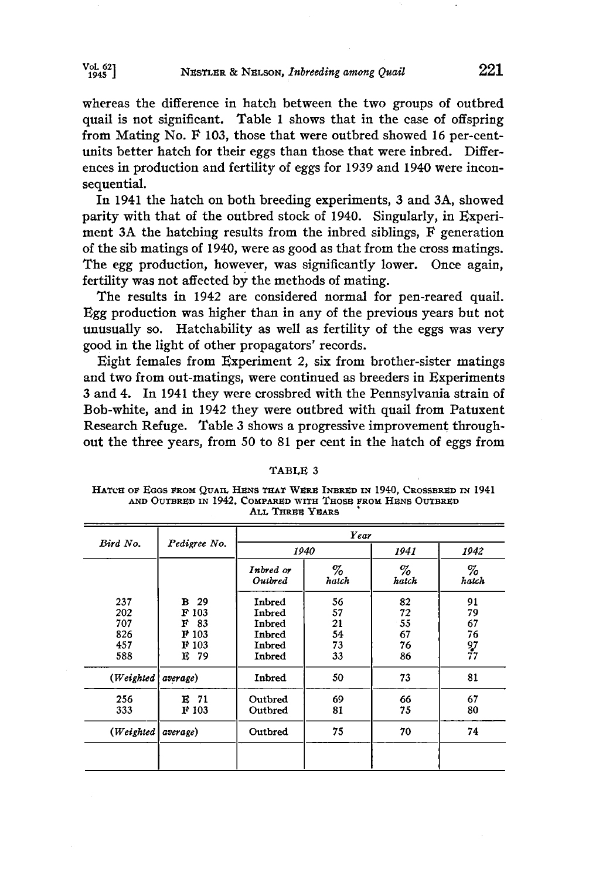whereas the difference in hatch between the two groups of outbred quail is not significant. Table 1 shows that in the case of offspring from Mating No. F 103, those that were outbred showed 16 per-cent-units better hatch for their eggs than those that were inbred. Differences in production and fertility of eggs for 1939 and 1940 were inconsequential.

In 1941 the hatch on both breeding experiments, 3 and 3A, showed parity with that of the outbred stock of 1940. Singularly, in Experiment 3A the hatching results from the inbred siblings, F generation of the sib matings of 1940, were as good as that from the cross matings. The egg production, however, was significantly lower. Once again, fertility was not affected by the methods of mating.

The results in 1942 are considered normal for pen-reared quail. Egg production was higher than in any of the previous years but not unusually so. Hatchability as well as fertility of the eggs was very good in the light of other propagators' records.

Eight females from Experiment 2, six from brother-sister matings and two from out-matings, were continued as breeders in Experiments 3 and 4. In 1941 they were crossbred with the Pennsylvania strain of Bob-white, and in 1942 they were outbred with quail from Patuxent Research Refuge. Table 3 shows a progressive improvement throughout the three years, from 50 to 81 per cent in the hatch of eggs from

TABLE 3

HATCH OF EGGS FROM QUAIL HENS THAT WERE INBRED IN 1940, CROSSBRED IN 1941 AND OUTBRED IN 1942, COMPARED WITH THOSE FROM HENS OUTBRED ALL THREE YEARS

| *Bird No.* | *Pedigree No.* | *Year* | | | |
|---|---|---|---|---|---|
| | | *1940* | | *1941* | *1942* |
| | | *Inbred or Outbred* | *% hatch* | *% hatch* | *% hatch* |
| 237 | B 29 | Inbred | 56 | 82 | 91 |
| 202 | F 103 | Inbred | 57 | 72 | 79 |
| 707 | F 83 | Inbred | 21 | 55 | 67 |
| 826 | F 103 | Inbred | 54 | 67 | 76 |
| 457 | F 103 | Inbred | 73 | 76 | 97 |
| 588 | E 79 | Inbred | 33 | 86 | 77 |
| (*Weighted* | *average*) | Inbred | 50 | 73 | 81 |
| 256 | E 71 | Outbred | 69 | 66 | 67 |
| 333 | F 103 | Outbred | 81 | 75 | 80 |
| (*Weighted* | *average*) | Outbred | 75 | 70 | 74 |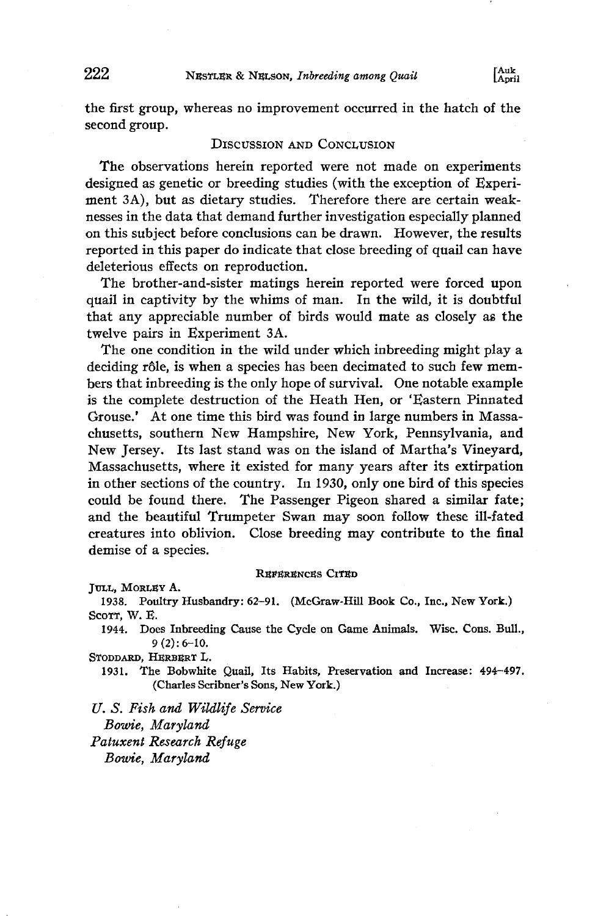the first group, whereas no improvement occurred in the hatch of the second group.

## Discussion and Conclusion

The observations herein reported were not made on experiments designed as genetic or breeding studies (with the exception of Experiment 3A), but as dietary studies. Therefore there are certain weaknesses in the data that demand further investigation especially planned on this subject before conclusions can be drawn. However, the results reported in this paper do indicate that close breeding of quail can have deleterious effects on reproduction.

The brother-and-sister matings herein reported were forced upon quail in captivity by the whims of man. In the wild, it is doubtful that any appreciable number of birds would mate as closely as the twelve pairs in Experiment 3A.

The one condition in the wild under which inbreeding might play a deciding rôle, is when a species has been decimated to such few members that inbreeding is the only hope of survival. One notable example is the complete destruction of the Heath Hen, or 'Eastern Pinnated Grouse.' At one time this bird was found in large numbers in Massachusetts, southern New Hampshire, New York, Pennsylvania, and New Jersey. Its last stand was on the island of Martha's Vineyard, Massachusetts, where it existed for many years after its extirpation in other sections of the country. In 1930, only one bird of this species could be found there. The Passenger Pigeon shared a similar fate; and the beautiful Trumpeter Swan may soon follow these ill-fated creatures into oblivion. Close breeding may contribute to the final demise of a species.

## References Cited

Jull, Morley A.
1938. Poultry Husbandry: 62–91. (McGraw-Hill Book Co., Inc., New York.)

Scott, W. E.
1944. Does Inbreeding Cause the Cycle on Game Animals. Wisc. Cons. Bull., 9 (2): 6–10.

Stoddard, Herbert L.
1931. The Bobwhite Quail, Its Habits, Preservation and Increase: 494–497. (Charles Scribner's Sons, New York.)

*U. S. Fish and Wildlife Service*
*Bowie, Maryland*
*Patuxent Research Refuge*
*Bowie, Maryland*